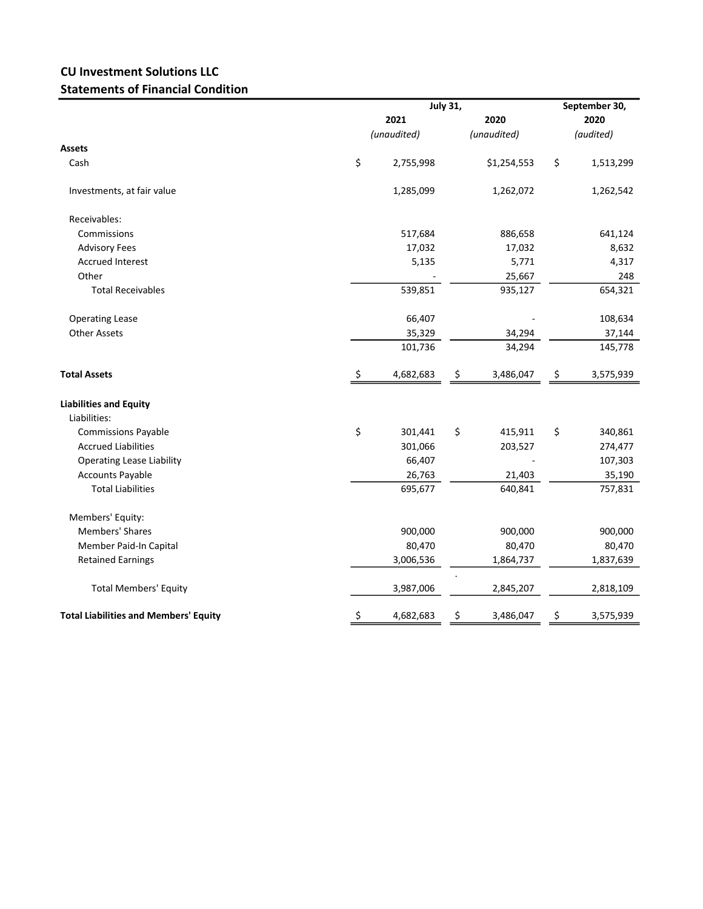**CU Investment Solutions LLC**
**Statements of Financial Condition**

| | July 31, 2021 *(unaudited)* | July 31, 2020 *(unaudited)* | September 30, 2020 *(audited)* |
|---|---|---|---|
| **Assets** | | | |
| Cash | $ 2,755,998 | $1,254,553 | $ 1,513,299 |
| Investments, at fair value | 1,285,099 | 1,262,072 | 1,262,542 |
| Receivables: | | | |
| Commissions | 517,684 | 886,658 | 641,124 |
| Advisory Fees | 17,032 | 17,032 | 8,632 |
| Accrued Interest | 5,135 | 5,771 | 4,317 |
| Other | - | 25,667 | 248 |
| Total Receivables | 539,851 | 935,127 | 654,321 |
| Operating Lease | 66,407 | - | 108,634 |
| Other Assets | 35,329 | 34,294 | 37,144 |
| | 101,736 | 34,294 | 145,778 |
| **Total Assets** | $ 4,682,683 | $ 3,486,047 | $ 3,575,939 |
| **Liabilities and Equity** | | | |
| Liabilities: | | | |
| Commissions Payable | $ 301,441 | $ 415,911 | $ 340,861 |
| Accrued Liabilities | 301,066 | 203,527 | 274,477 |
| Operating Lease Liability | 66,407 | - | 107,303 |
| Accounts Payable | 26,763 | 21,403 | 35,190 |
| Total Liabilities | 695,677 | 640,841 | 757,831 |
| Members' Equity: | | | |
| Members' Shares | 900,000 | 900,000 | 900,000 |
| Member Paid-In Capital | 80,470 | 80,470 | 80,470 |
| Retained Earnings | 3,006,536 | 1,864,737 | 1,837,639 |
| Total Members' Equity | 3,987,006 | 2,845,207 | 2,818,109 |
| **Total Liabilities and Members' Equity** | $ 4,682,683 | $ 3,486,047 | $ 3,575,939 |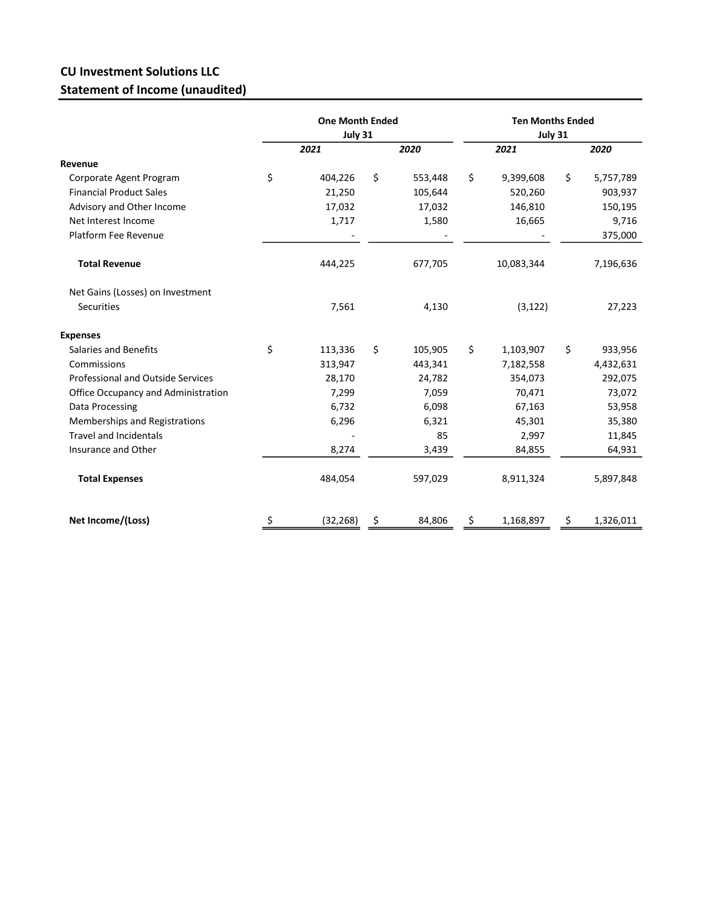**CU Investment Solutions LLC**

**Statement of Income (unaudited)**

| | One Month Ended July 31 | | Ten Months Ended July 31 | |
|---|---|---|---|---|
| | *2021* | *2020* | *2021* | *2020* |
| **Revenue** | | | | |
| Corporate Agent Program | $ 404,226 | $ 553,448 | $ 9,399,608 | $ 5,757,789 |
| Financial Product Sales | 21,250 | 105,644 | 520,260 | 903,937 |
| Advisory and Other Income | 17,032 | 17,032 | 146,810 | 150,195 |
| Net Interest Income | 1,717 | 1,580 | 16,665 | 9,716 |
| Platform Fee Revenue | - | - | - | 375,000 |
| **Total Revenue** | 444,225 | 677,705 | 10,083,344 | 7,196,636 |
| Net Gains (Losses) on Investment Securities | 7,561 | 4,130 | (3,122) | 27,223 |
| **Expenses** | | | | |
| Salaries and Benefits | $ 113,336 | $ 105,905 | $ 1,103,907 | $ 933,956 |
| Commissions | 313,947 | 443,341 | 7,182,558 | 4,432,631 |
| Professional and Outside Services | 28,170 | 24,782 | 354,073 | 292,075 |
| Office Occupancy and Administration | 7,299 | 7,059 | 70,471 | 73,072 |
| Data Processing | 6,732 | 6,098 | 67,163 | 53,958 |
| Memberships and Registrations | 6,296 | 6,321 | 45,301 | 35,380 |
| Travel and Incidentals | - | 85 | 2,997 | 11,845 |
| Insurance and Other | 8,274 | 3,439 | 84,855 | 64,931 |
| **Total Expenses** | 484,054 | 597,029 | 8,911,324 | 5,897,848 |
| **Net Income/(Loss)** | $ (32,268) | $ 84,806 | $ 1,168,897 | $ 1,326,011 |